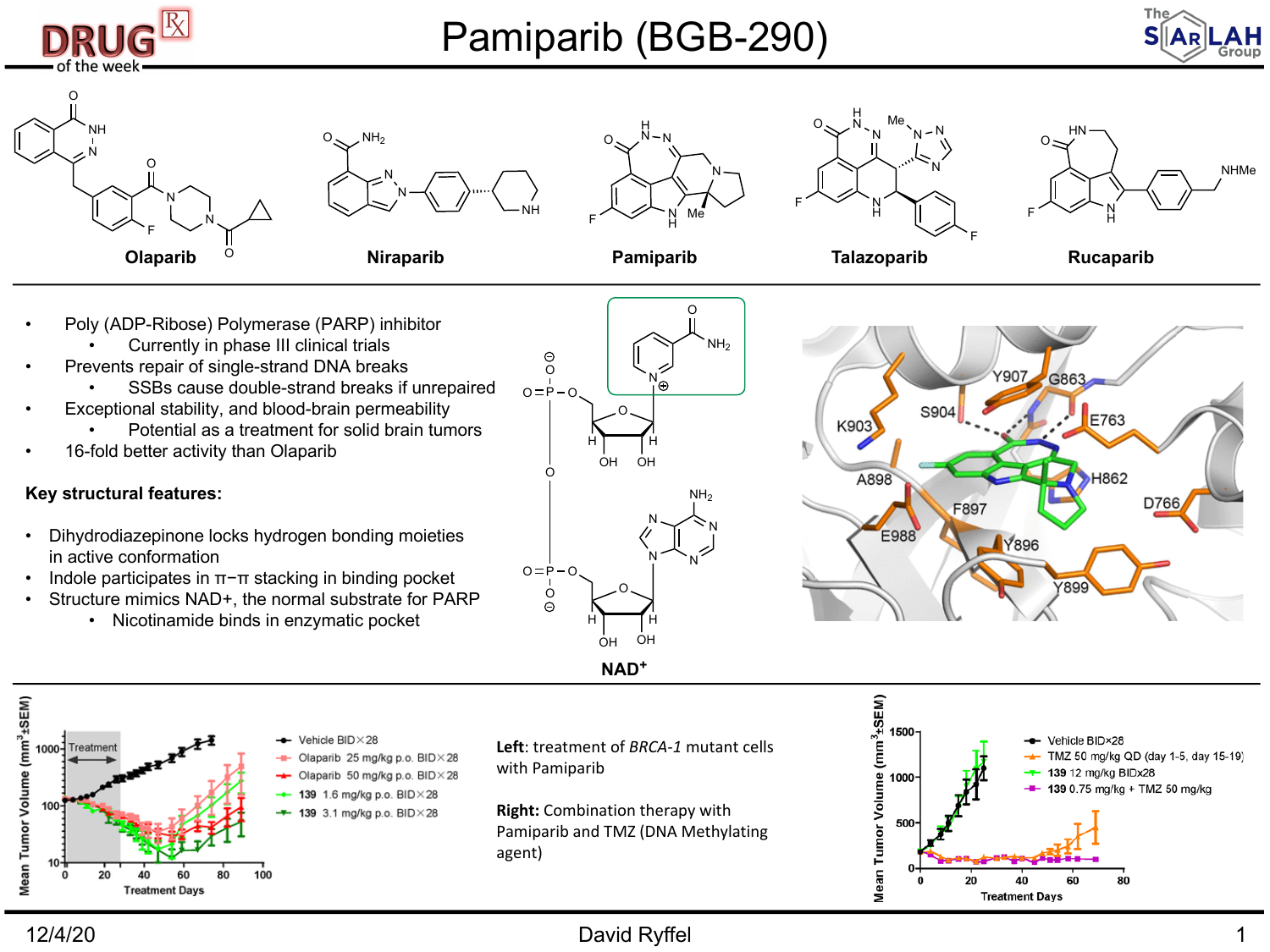# Pamiparib (BGB-290)

Olaparib | Niraparib | Pamiparib | Talazoparib | Rucaparib

- Poly (ADP-Ribose) Polymerase (PARP) inhibitor
  - Currently in phase III clinical trials
- Prevents repair of single-strand DNA breaks
  - SSBs cause double-strand breaks if unrepaired
- Exceptional stability, and blood-brain permeability
  - Potential as a treatment for solid brain tumors
- 16-fold better activity than Olaparib

**Key structural features:**

- Dihydrodiazepinone locks hydrogen bonding moieties in active conformation
- Indole participates in π−π stacking in binding pocket
- Structure mimics NAD+, the normal substrate for PARP
  - Nicotinamide binds in enzymatic pocket

**$NAD^+$**

**Left**: treatment of *BRCA-1* mutant cells with Pamiparib

**Right:** Combination therapy with Pamiparib and TMZ (DNA Methylating agent)

12/4/20 — David Ryffel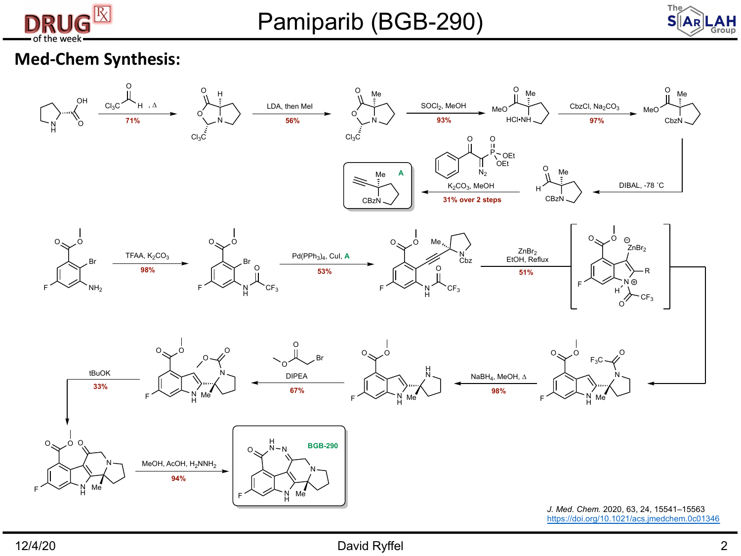# Pamiparib (BGB-290)

## Med-Chem Synthesis:

$Cl_3CCHO$, Δ
71%

LDA, then MeI
56%

$SOCl_2$, MeOH
93%

CbzCl, $Na_2CO_3$
97%

DIBAL, -78 °C

$K_2CO_3$, MeOH
31% over 2 steps

A

TFAA, $K_2CO_3$
98%

$Pd(PPh_3)_4$, CuI, A
53%

$ZnBr_2$
EtOH, Reflux
51%

$NaBH_4$, MeOH, Δ
98%

DIPEA
67%

tBuOK
33%

MeOH, AcOH, $H_2NNH_2$
94%

BGB-290

*J. Med. Chem.* 2020, 63, 24, 15541–15563
https://doi.org/10.1021/acs.jmedchem.0c01346

12/4/20 David Ryffel